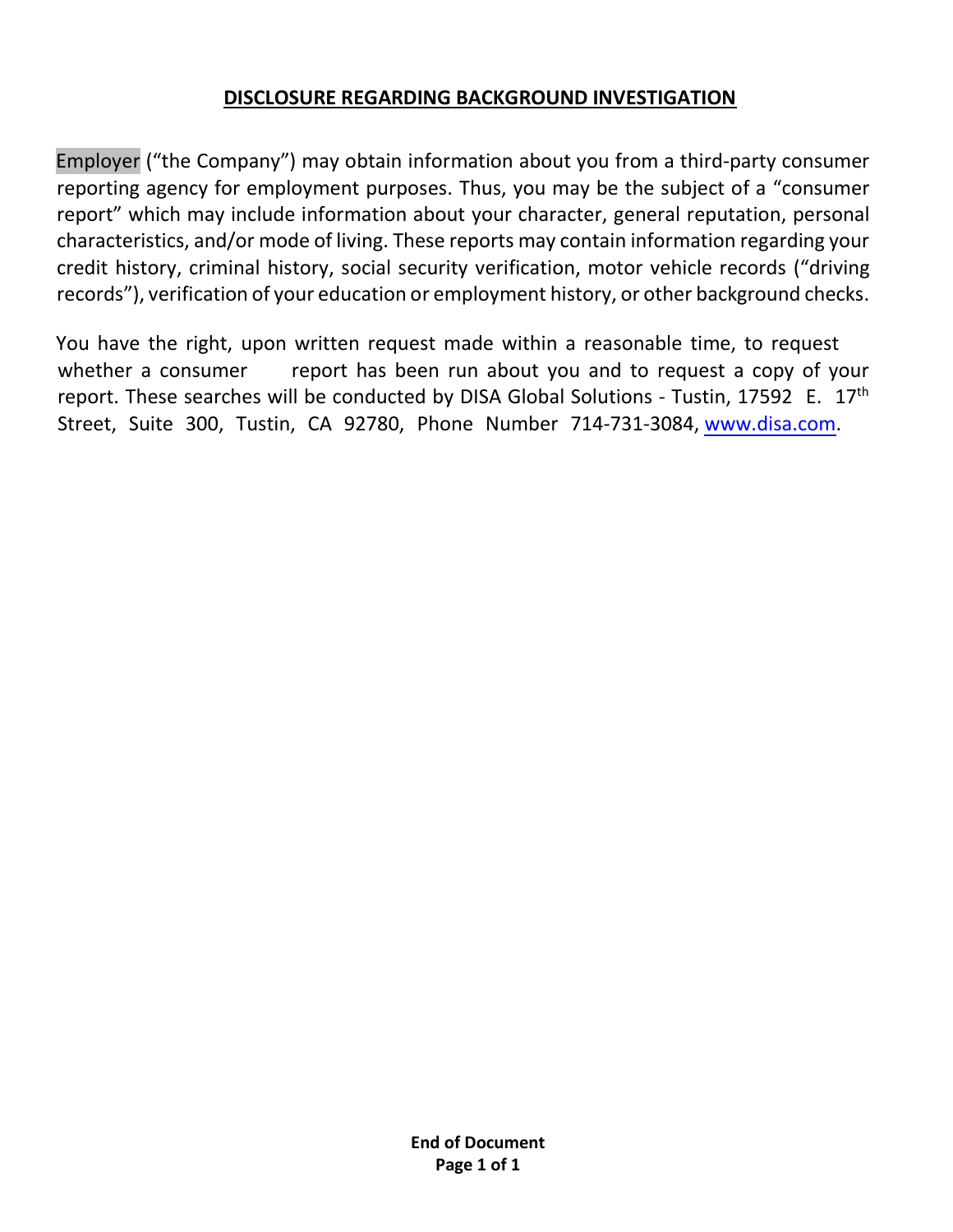## DISCLOSURE REGARDING BACKGROUND INVESTIGATION

Employer ("the Company") may obtain information about you from a third-party consumer reporting agency for employment purposes. Thus, you may be the subject of a "consumer report" which may include information about your character, general reputation, personal characteristics, and/or mode of living. These reports may contain information regarding your credit history, criminal history, social security verification, motor vehicle records ("driving records"), verification of your education or employment history, or other background checks.

You have the right, upon written request made within a reasonable time, to request whether a consumer report has been run about you and to request a copy of your report. These searches will be conducted by DISA Global Solutions - Tustin, 17592 E. 17th Street, Suite 300, Tustin, CA 92780, Phone Number 714-731-3084, www.disa.com.

**End of Document**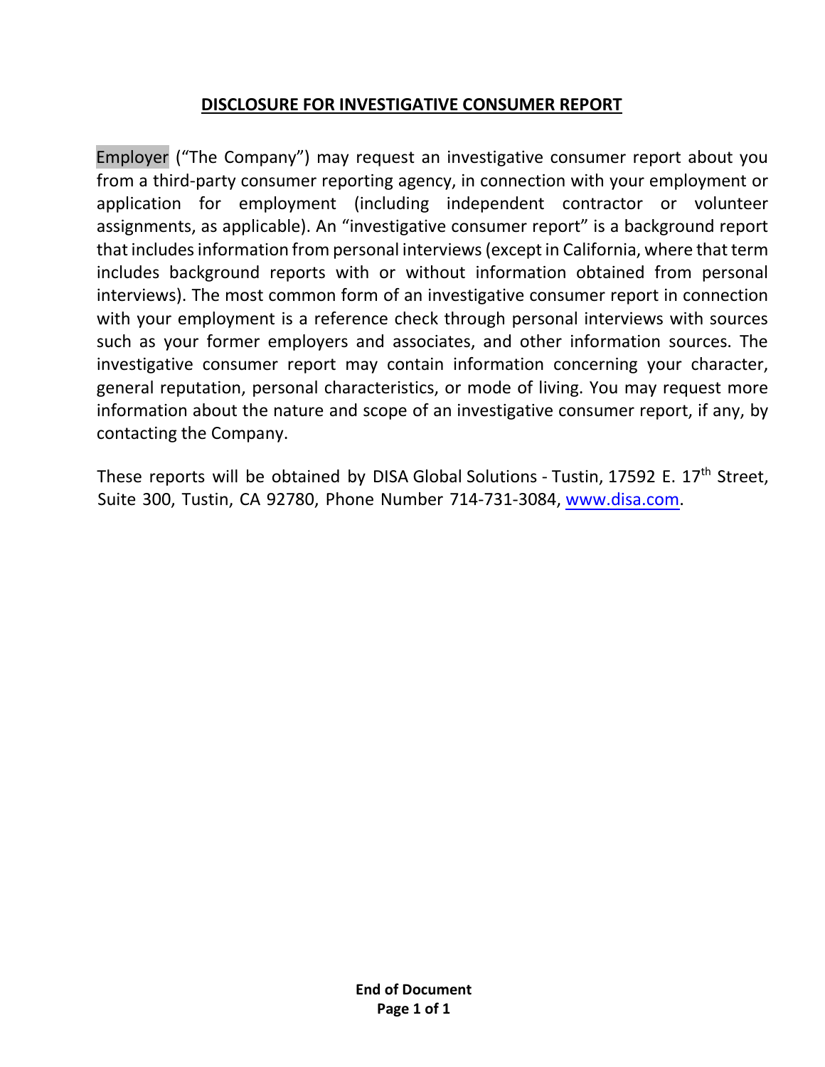# DISCLOSURE FOR INVESTIGATIVE CONSUMER REPORT

Employer ("The Company") may request an investigative consumer report about you from a third-party consumer reporting agency, in connection with your employment or application for employment (including independent contractor or volunteer assignments, as applicable). An "investigative consumer report" is a background report that includes information from personal interviews (except in California, where that term includes background reports with or without information obtained from personal interviews). The most common form of an investigative consumer report in connection with your employment is a reference check through personal interviews with sources such as your former employers and associates, and other information sources. The investigative consumer report may contain information concerning your character, general reputation, personal characteristics, or mode of living. You may request more information about the nature and scope of an investigative consumer report, if any, by contacting the Company.

These reports will be obtained by DISA Global Solutions - Tustin, 17592 E. 17th Street, Suite 300, Tustin, CA 92780, Phone Number 714-731-3084, www.disa.com.

**End of Document**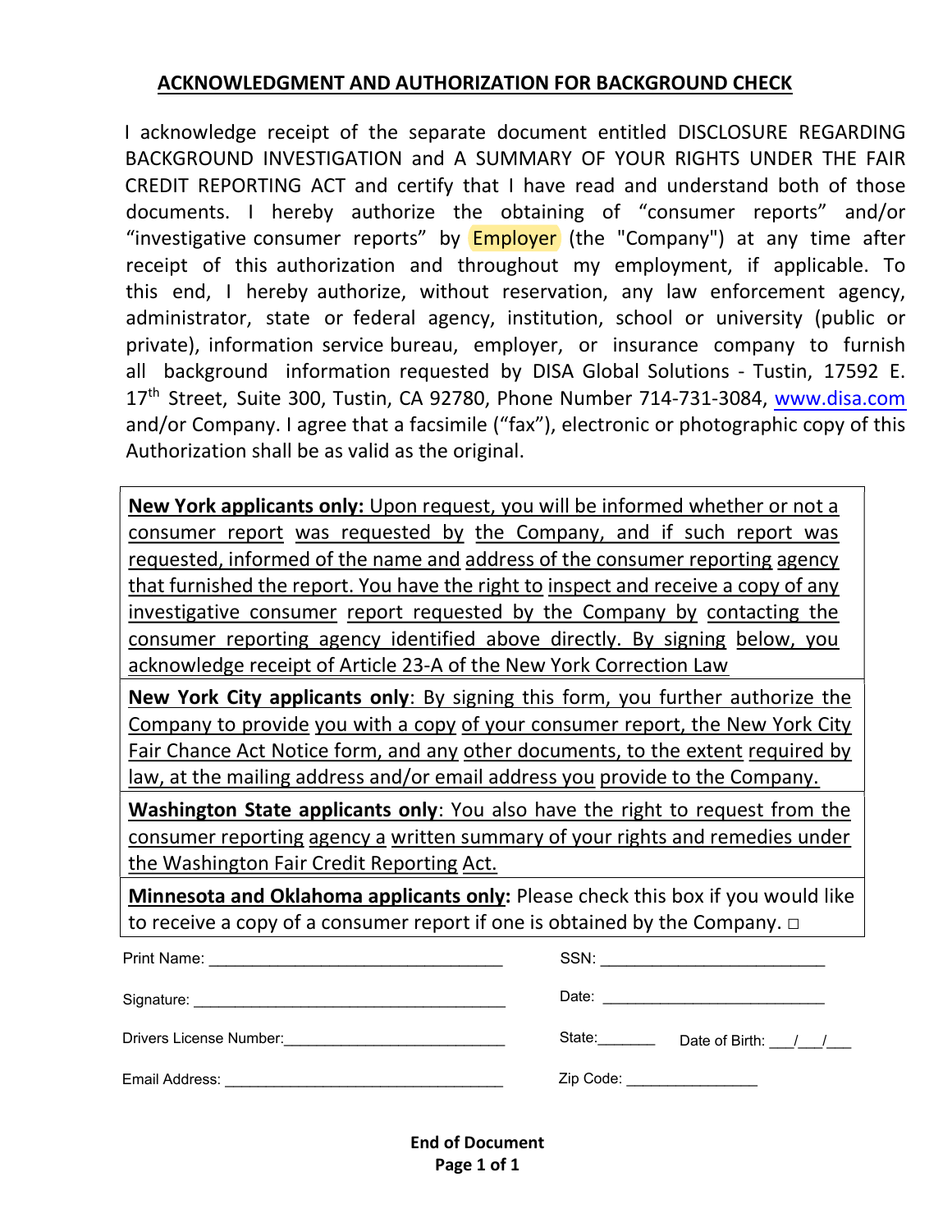## ACKNOWLEDGMENT AND AUTHORIZATION FOR BACKGROUND CHECK

I acknowledge receipt of the separate document entitled DISCLOSURE REGARDING BACKGROUND INVESTIGATION and A SUMMARY OF YOUR RIGHTS UNDER THE FAIR CREDIT REPORTING ACT and certify that I have read and understand both of those documents. I hereby authorize the obtaining of "consumer reports" and/or "investigative consumer reports" by Employer (the "Company") at any time after receipt of this authorization and throughout my employment, if applicable. To this end, I hereby authorize, without reservation, any law enforcement agency, administrator, state or federal agency, institution, school or university (public or private), information service bureau, employer, or insurance company to furnish all background information requested by DISA Global Solutions - Tustin, 17592 E. 17th Street, Suite 300, Tustin, CA 92780, Phone Number 714-731-3084, www.disa.com and/or Company. I agree that a facsimile ("fax"), electronic or photographic copy of this Authorization shall be as valid as the original.

**New York applicants only:** Upon request, you will be informed whether or not a consumer report was requested by the Company, and if such report was requested, informed of the name and address of the consumer reporting agency that furnished the report. You have the right to inspect and receive a copy of any investigative consumer report requested by the Company by contacting the consumer reporting agency identified above directly. By signing below, you acknowledge receipt of Article 23-A of the New York Correction Law

**New York City applicants only**: By signing this form, you further authorize the Company to provide you with a copy of your consumer report, the New York City Fair Chance Act Notice form, and any other documents, to the extent required by law, at the mailing address and/or email address you provide to the Company.

**Washington State applicants only**: You also have the right to request from the consumer reporting agency a written summary of your rights and remedies under the Washington Fair Credit Reporting Act.

**Minnesota and Oklahoma applicants only:** Please check this box if you would like to receive a copy of a consumer report if one is obtained by the Company. ☐

Print Name: ______________________________ SSN: ______________________________

Signature: ______________________________ Date: ______________________________

Drivers License Number: ______________________________ State: _______ Date of Birth: ___/___/___

Email Address: ______________________________ Zip Code: ________________

**End of Document**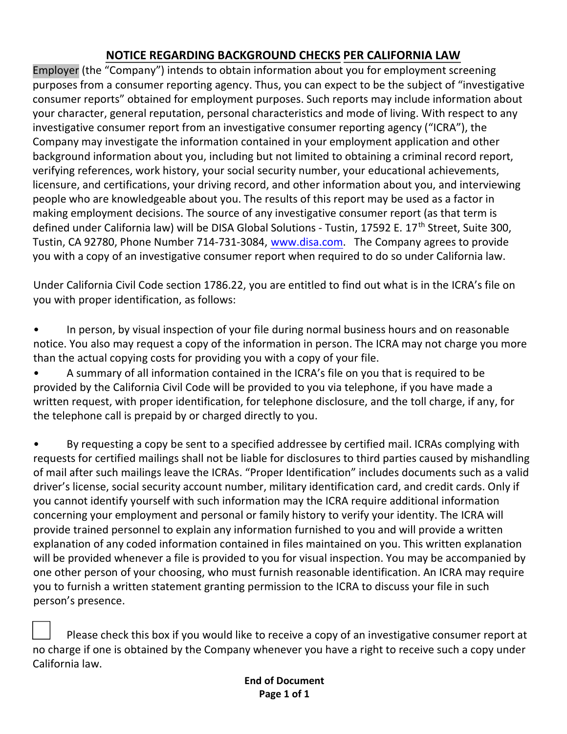# NOTICE REGARDING BACKGROUND CHECKS PER CALIFORNIA LAW

Employer (the "Company") intends to obtain information about you for employment screening purposes from a consumer reporting agency. Thus, you can expect to be the subject of "investigative consumer reports" obtained for employment purposes. Such reports may include information about your character, general reputation, personal characteristics and mode of living. With respect to any investigative consumer report from an investigative consumer reporting agency ("ICRA"), the Company may investigate the information contained in your employment application and other background information about you, including but not limited to obtaining a criminal record report, verifying references, work history, your social security number, your educational achievements, licensure, and certifications, your driving record, and other information about you, and interviewing people who are knowledgeable about you. The results of this report may be used as a factor in making employment decisions. The source of any investigative consumer report (as that term is defined under California law) will be DISA Global Solutions - Tustin, 17592 E. 17th Street, Suite 300, Tustin, CA 92780, Phone Number 714-731-3084, www.disa.com. The Company agrees to provide you with a copy of an investigative consumer report when required to do so under California law.

Under California Civil Code section 1786.22, you are entitled to find out what is in the ICRA's file on you with proper identification, as follows:

- In person, by visual inspection of your file during normal business hours and on reasonable notice. You also may request a copy of the information in person. The ICRA may not charge you more than the actual copying costs for providing you with a copy of your file.
- A summary of all information contained in the ICRA's file on you that is required to be provided by the California Civil Code will be provided to you via telephone, if you have made a written request, with proper identification, for telephone disclosure, and the toll charge, if any, for the telephone call is prepaid by or charged directly to you.
- By requesting a copy be sent to a specified addressee by certified mail. ICRAs complying with requests for certified mailings shall not be liable for disclosures to third parties caused by mishandling of mail after such mailings leave the ICRAs. "Proper Identification" includes documents such as a valid driver's license, social security account number, military identification card, and credit cards. Only if you cannot identify yourself with such information may the ICRA require additional information concerning your employment and personal or family history to verify your identity. The ICRA will provide trained personnel to explain any information furnished to you and will provide a written explanation of any coded information contained in files maintained on you. This written explanation will be provided whenever a file is provided to you for visual inspection. You may be accompanied by one other person of your choosing, who must furnish reasonable identification. An ICRA may require you to furnish a written statement granting permission to the ICRA to discuss your file in such person's presence.

☐ Please check this box if you would like to receive a copy of an investigative consumer report at no charge if one is obtained by the Company whenever you have a right to receive such a copy under California law.

**End of Document**